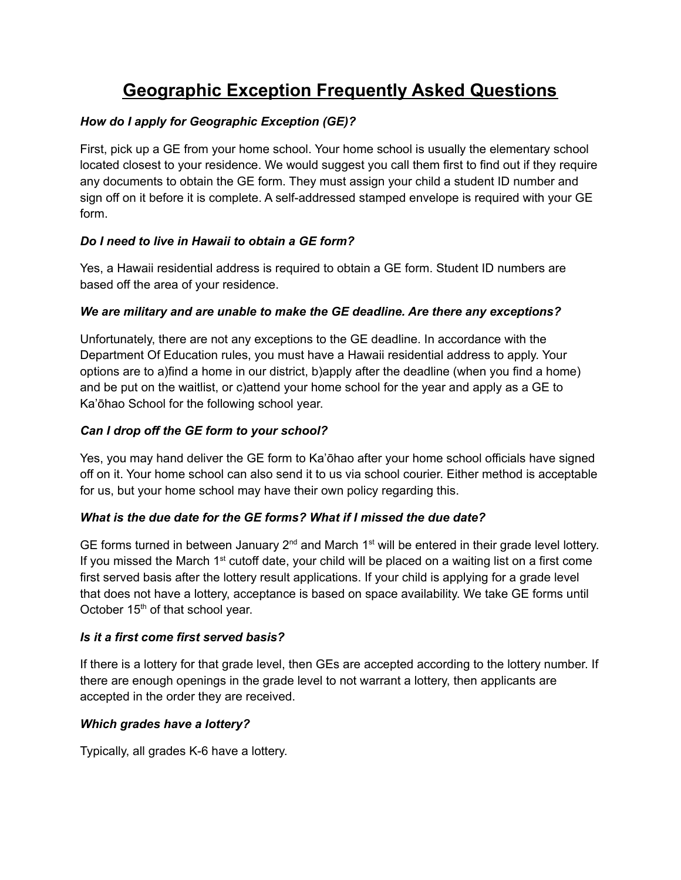# Geographic Exception Frequently Asked Questions

***How do I apply for Geographic Exception (GE)?***

First, pick up a GE from your home school. Your home school is usually the elementary school located closest to your residence. We would suggest you call them first to find out if they require any documents to obtain the GE form. They must assign your child a student ID number and sign off on it before it is complete. A self-addressed stamped envelope is required with your GE form.

***Do I need to live in Hawaii to obtain a GE form?***

Yes, a Hawaii residential address is required to obtain a GE form. Student ID numbers are based off the area of your residence.

***We are military and are unable to make the GE deadline. Are there any exceptions?***

Unfortunately, there are not any exceptions to the GE deadline. In accordance with the Department Of Education rules, you must have a Hawaii residential address to apply. Your options are to a)find a home in our district, b)apply after the deadline (when you find a home) and be put on the waitlist, or c)attend your home school for the year and apply as a GE to Ka'ōhao School for the following school year.

***Can I drop off the GE form to your school?***

Yes, you may hand deliver the GE form to Ka'ōhao after your home school officials have signed off on it. Your home school can also send it to us via school courier. Either method is acceptable for us, but your home school may have their own policy regarding this.

***What is the due date for the GE forms? What if I missed the due date?***

GE forms turned in between January 2nd and March 1st will be entered in their grade level lottery. If you missed the March 1st cutoff date, your child will be placed on a waiting list on a first come first served basis after the lottery result applications. If your child is applying for a grade level that does not have a lottery, acceptance is based on space availability. We take GE forms until October 15th of that school year.

***Is it a first come first served basis?***

If there is a lottery for that grade level, then GEs are accepted according to the lottery number. If there are enough openings in the grade level to not warrant a lottery, then applicants are accepted in the order they are received.

***Which grades have a lottery?***

Typically, all grades K-6 have a lottery.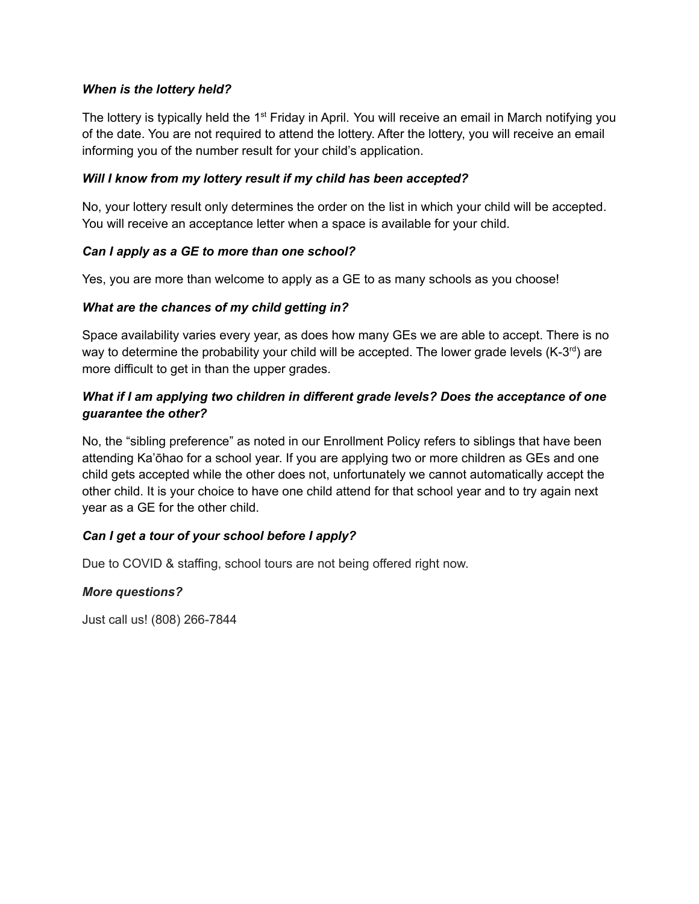***When is the lottery held?***

The lottery is typically held the 1st Friday in April. You will receive an email in March notifying you of the date. You are not required to attend the lottery. After the lottery, you will receive an email informing you of the number result for your child's application.

***Will I know from my lottery result if my child has been accepted?***

No, your lottery result only determines the order on the list in which your child will be accepted. You will receive an acceptance letter when a space is available for your child.

***Can I apply as a GE to more than one school?***

Yes, you are more than welcome to apply as a GE to as many schools as you choose!

***What are the chances of my child getting in?***

Space availability varies every year, as does how many GEs we are able to accept. There is no way to determine the probability your child will be accepted. The lower grade levels (K-3rd) are more difficult to get in than the upper grades.

***What if I am applying two children in different grade levels? Does the acceptance of one guarantee the other?***

No, the "sibling preference" as noted in our Enrollment Policy refers to siblings that have been attending Ka'ōhao for a school year. If you are applying two or more children as GEs and one child gets accepted while the other does not, unfortunately we cannot automatically accept the other child. It is your choice to have one child attend for that school year and to try again next year as a GE for the other child.

***Can I get a tour of your school before I apply?***

Due to COVID & staffing, school tours are not being offered right now.

***More questions?***

Just call us! (808) 266-7844